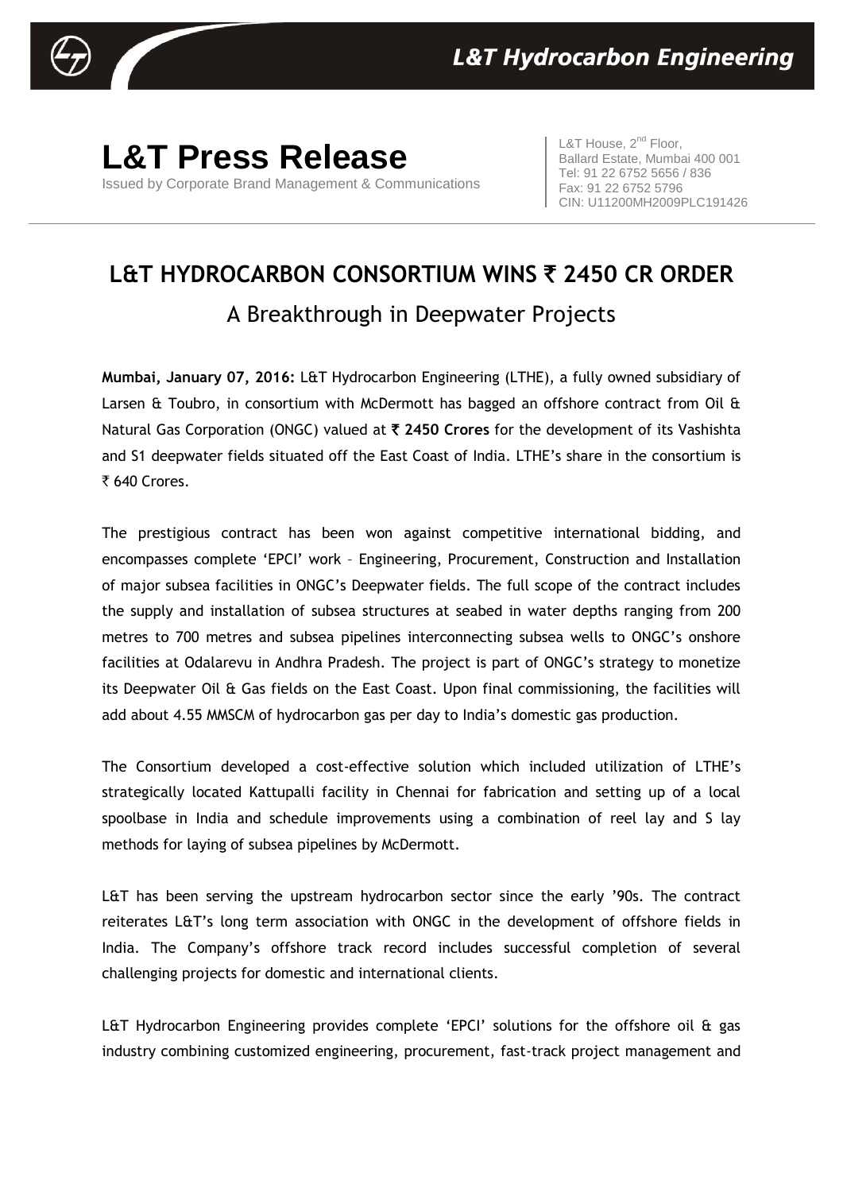# L&T Press Release

Issued by Corporate Brand Management & Communications

L&T House, 2nd Floor,
Ballard Estate, Mumbai 400 001
Tel: 91 22 6752 5656 / 836
Fax: 91 22 6752 5796
CIN: U11200MH2009PLC191426

## L&T HYDROCARBON CONSORTIUM WINS ₹ 2450 CR ORDER

### A Breakthrough in Deepwater Projects

**Mumbai, January 07, 2016:** L&T Hydrocarbon Engineering (LTHE), a fully owned subsidiary of Larsen & Toubro, in consortium with McDermott has bagged an offshore contract from Oil & Natural Gas Corporation (ONGC) valued at **₹ 2450 Crores** for the development of its Vashishta and S1 deepwater fields situated off the East Coast of India. LTHE's share in the consortium is ₹ 640 Crores.

The prestigious contract has been won against competitive international bidding, and encompasses complete 'EPCI' work – Engineering, Procurement, Construction and Installation of major subsea facilities in ONGC's Deepwater fields. The full scope of the contract includes the supply and installation of subsea structures at seabed in water depths ranging from 200 metres to 700 metres and subsea pipelines interconnecting subsea wells to ONGC's onshore facilities at Odalarevu in Andhra Pradesh. The project is part of ONGC's strategy to monetize its Deepwater Oil & Gas fields on the East Coast. Upon final commissioning, the facilities will add about 4.55 MMSCM of hydrocarbon gas per day to India's domestic gas production.

The Consortium developed a cost-effective solution which included utilization of LTHE's strategically located Kattupalli facility in Chennai for fabrication and setting up of a local spoolbase in India and schedule improvements using a combination of reel lay and S lay methods for laying of subsea pipelines by McDermott.

L&T has been serving the upstream hydrocarbon sector since the early '90s. The contract reiterates L&T's long term association with ONGC in the development of offshore fields in India. The Company's offshore track record includes successful completion of several challenging projects for domestic and international clients.

L&T Hydrocarbon Engineering provides complete 'EPCI' solutions for the offshore oil & gas industry combining customized engineering, procurement, fast-track project management and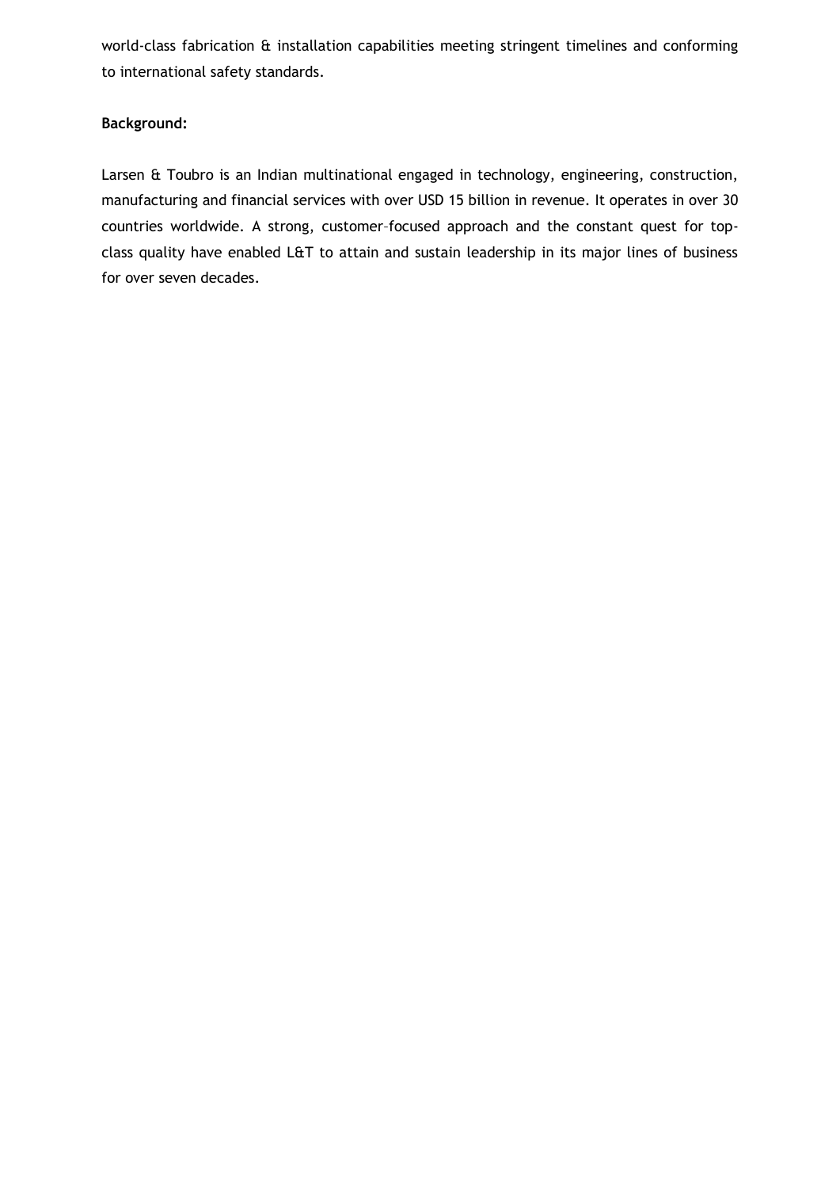world-class fabrication & installation capabilities meeting stringent timelines and conforming to international safety standards.

**Background:**

Larsen & Toubro is an Indian multinational engaged in technology, engineering, construction, manufacturing and financial services with over USD 15 billion in revenue. It operates in over 30 countries worldwide. A strong, customer–focused approach and the constant quest for top-class quality have enabled L&T to attain and sustain leadership in its major lines of business for over seven decades.